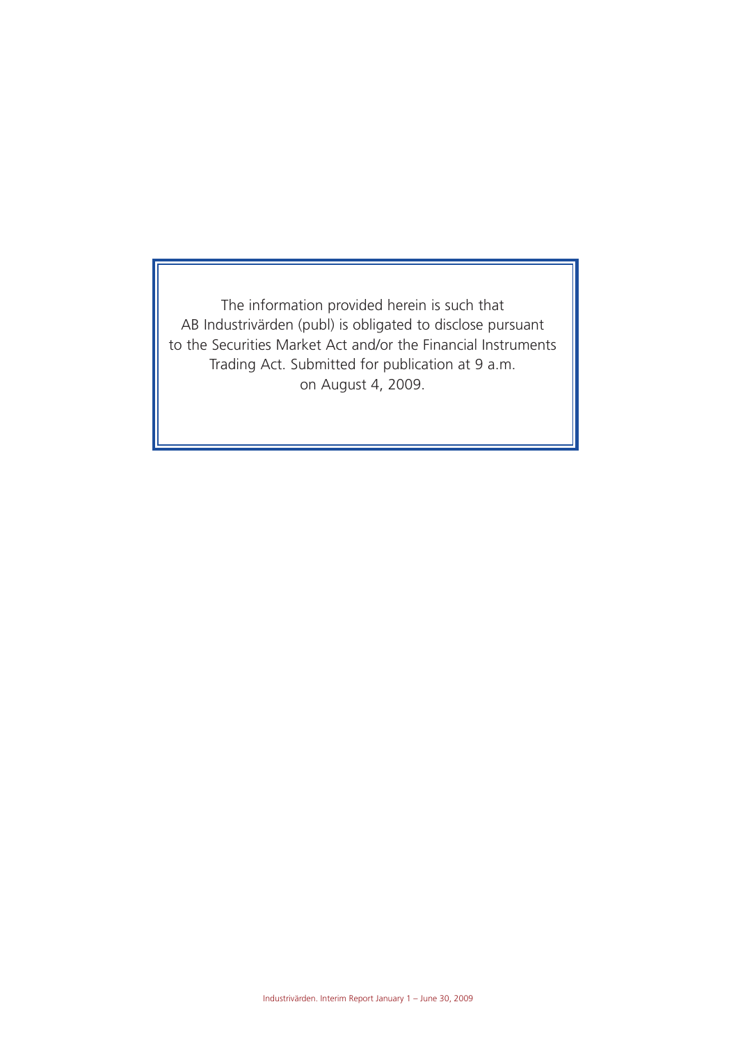The information provided herein is such that AB Industrivärden (publ) is obligated to disclose pursuant to the Securities Market Act and/or the Financial Instruments Trading Act. Submitted for publication at 9 a.m. on August 4, 2009.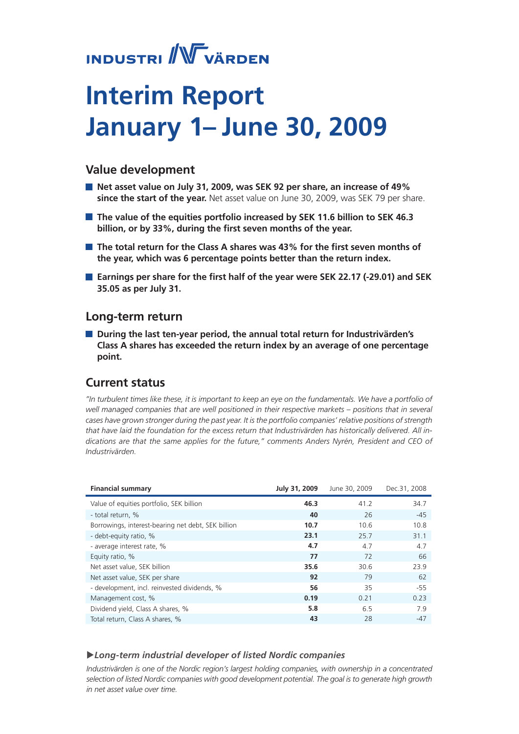# INDUSTRI VÄRDEN

# Interim Report January 1– June 30, 2009

## Value development

- **Net asset value on July 31, 2009, was SEK 92 per share, an increase of 49% since the start of the year.** Net asset value on June 30, 2009, was SEK 79 per share.
- **The value of the equities portfolio increased by SEK 11.6 billion to SEK 46.3 billion, or by 33%, during the first seven months of the year.**
- **The total return for the Class A shares was 43% for the first seven months of the year, which was 6 percentage points better than the return index.**
- **Earnings per share for the first half of the year were SEK 22.17 (-29.01) and SEK 35.05 as per July 31.**

## Long-term return

- **During the last ten-year period, the annual total return for Industrivärden's Class A shares has exceeded the return index by an average of one percentage point.**

## Current status

*"In turbulent times like these, it is important to keep an eye on the fundamentals. We have a portfolio of well managed companies that are well positioned in their respective markets – positions that in several cases have grown stronger during the past year. It is the portfolio companies' relative positions of strength that have laid the foundation for the excess return that Industrivärden has historically delivered. All indications are that the same applies for the future," comments Anders Nyrén, President and CEO of Industrivärden.*

| Financial summary | July 31, 2009 | June 30, 2009 | Dec.31, 2008 |
|---|---|---|---|
| Value of equities portfolio, SEK billion | **46.3** | 41.2 | 34.7 |
| - total return, % | **40** | 26 | -45 |
| Borrowings, interest-bearing net debt, SEK billion | **10.7** | 10.6 | 10.8 |
| - debt-equity ratio, % | **23.1** | 25.7 | 31.1 |
| - average interest rate, % | **4.7** | 4.7 | 4.7 |
| Equity ratio, % | **77** | 72 | 66 |
| Net asset value, SEK billion | **35.6** | 30.6 | 23.9 |
| Net asset value, SEK per share | **92** | 79 | 62 |
| - development, incl. reinvested dividends, % | **56** | 35 | -55 |
| Management cost, % | **0.19** | 0.21 | 0.23 |
| Dividend yield, Class A shares, % | **5.8** | 6.5 | 7.9 |
| Total return, Class A shares, % | **43** | 28 | -47 |

***▶Long-term industrial developer of listed Nordic companies***

*Industrivärden is one of the Nordic region's largest holding companies, with ownership in a concentrated selection of listed Nordic companies with good development potential. The goal is to generate high growth in net asset value over time.*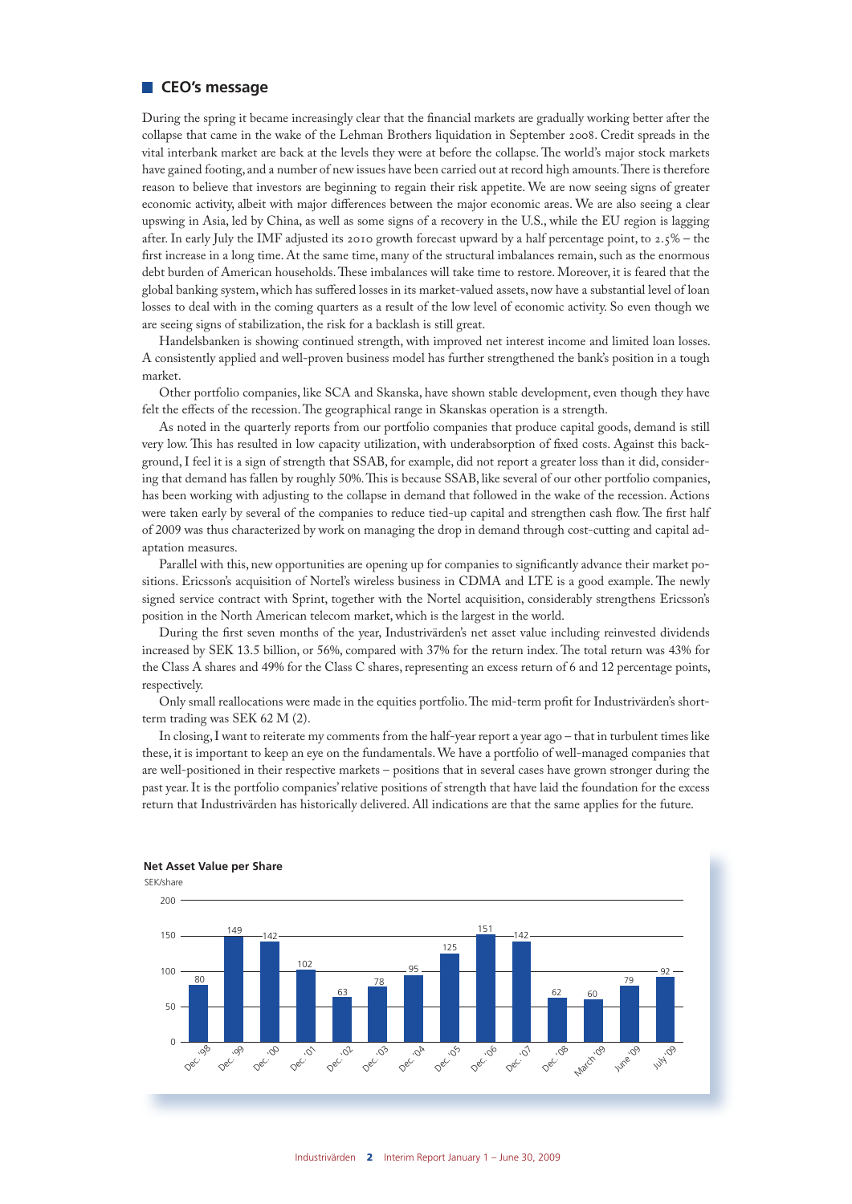## CEO's message

During the spring it became increasingly clear that the financial markets are gradually working better after the collapse that came in the wake of the Lehman Brothers liquidation in September 2008. Credit spreads in the vital interbank market are back at the levels they were at before the collapse. The world's major stock markets have gained footing, and a number of new issues have been carried out at record high amounts. There is therefore reason to believe that investors are beginning to regain their risk appetite. We are now seeing signs of greater economic activity, albeit with major differences between the major economic areas. We are also seeing a clear upswing in Asia, led by China, as well as some signs of a recovery in the U.S., while the EU region is lagging after. In early July the IMF adjusted its 2010 growth forecast upward by a half percentage point, to 2.5% – the first increase in a long time. At the same time, many of the structural imbalances remain, such as the enormous debt burden of American households. These imbalances will take time to restore. Moreover, it is feared that the global banking system, which has suffered losses in its market-valued assets, now have a substantial level of loan losses to deal with in the coming quarters as a result of the low level of economic activity. So even though we are seeing signs of stabilization, the risk for a backlash is still great.

Handelsbanken is showing continued strength, with improved net interest income and limited loan losses. A consistently applied and well-proven business model has further strengthened the bank's position in a tough market.

Other portfolio companies, like SCA and Skanska, have shown stable development, even though they have felt the effects of the recession. The geographical range in Skanskas operation is a strength.

As noted in the quarterly reports from our portfolio companies that produce capital goods, demand is still very low. This has resulted in low capacity utilization, with underabsorption of fixed costs. Against this background, I feel it is a sign of strength that SSAB, for example, did not report a greater loss than it did, considering that demand has fallen by roughly 50%. This is because SSAB, like several of our other portfolio companies, has been working with adjusting to the collapse in demand that followed in the wake of the recession. Actions were taken early by several of the companies to reduce tied-up capital and strengthen cash flow. The first half of 2009 was thus characterized by work on managing the drop in demand through cost-cutting and capital adaptation measures.

Parallel with this, new opportunities are opening up for companies to significantly advance their market positions. Ericsson's acquisition of Nortel's wireless business in CDMA and LTE is a good example. The newly signed service contract with Sprint, together with the Nortel acquisition, considerably strengthens Ericsson's position in the North American telecom market, which is the largest in the world.

During the first seven months of the year, Industrivärden's net asset value including reinvested dividends increased by SEK 13.5 billion, or 56%, compared with 37% for the return index. The total return was 43% for the Class A shares and 49% for the Class C shares, representing an excess return of 6 and 12 percentage points, respectively.

Only small reallocations were made in the equities portfolio. The mid-term profit for Industrivärden's short-term trading was SEK 62 M (2).

In closing, I want to reiterate my comments from the half-year report a year ago – that in turbulent times like these, it is important to keep an eye on the fundamentals. We have a portfolio of well-managed companies that are well-positioned in their respective markets – positions that in several cases have grown stronger during the past year. It is the portfolio companies' relative positions of strength that have laid the foundation for the excess return that Industrivärden has historically delivered. All indications are that the same applies for the future.

**Net Asset Value per Share**

SEK/share

200
150
100
50
0

80 149 142 102 63 78 95 125 151 142 62 60 79 92

Dec. '98, Dec. '99, Dec. '00, Dec. '01, Dec. '02, Dec. '03, Dec. '04, Dec. '05, Dec. '06, Dec. '07, Dec. '08, March '09, June '09, July '09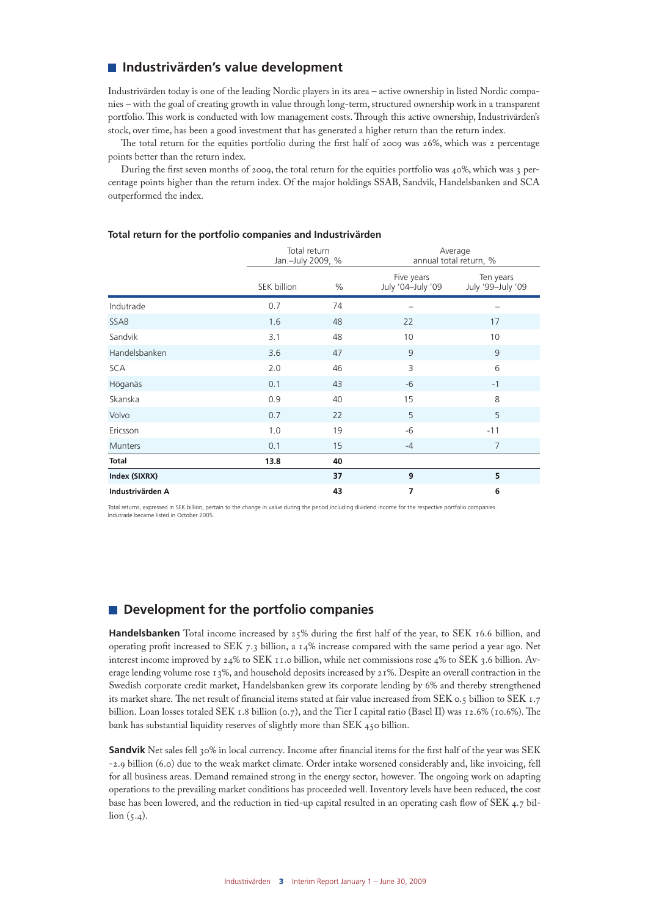## Industrivärden's value development

Industrivärden today is one of the leading Nordic players in its area – active ownership in listed Nordic companies – with the goal of creating growth in value through long-term, structured ownership work in a transparent portfolio. This work is conducted with low management costs. Through this active ownership, Industrivärden's stock, over time, has been a good investment that has generated a higher return than the return index.

The total return for the equities portfolio during the first half of 2009 was 26%, which was 2 percentage points better than the return index.

During the first seven months of 2009, the total return for the equities portfolio was 40%, which was 3 percentage points higher than the return index. Of the major holdings SSAB, Sandvik, Handelsbanken and SCA outperformed the index.

### Total return for the portfolio companies and Industrivärden

| | Total return Jan.–July 2009, % | | Average annual total return, % | |
|---|---|---|---|---|
| | SEK billion | % | Five years July '04–July '09 | Ten years July '99–July '09 |
| Indutrade | 0.7 | 74 | – | – |
| SSAB | 1.6 | 48 | 22 | 17 |
| Sandvik | 3.1 | 48 | 10 | 10 |
| Handelsbanken | 3.6 | 47 | 9 | 9 |
| SCA | 2.0 | 46 | 3 | 6 |
| Höganäs | 0.1 | 43 | -6 | -1 |
| Skanska | 0.9 | 40 | 15 | 8 |
| Volvo | 0.7 | 22 | 5 | 5 |
| Ericsson | 1.0 | 19 | -6 | -11 |
| Munters | 0.1 | 15 | -4 | 7 |
| **Total** | **13.8** | **40** | | |
| **Index (SIXRX)** | | **37** | **9** | **5** |
| **Industrivärden A** | | **43** | **7** | **6** |

Total returns, expressed in SEK billion, pertain to the change in value during the period including dividend income for the respective portfolio companies.
Indutrade became listed in October 2005.

## Development for the portfolio companies

**Handelsbanken** Total income increased by 25% during the first half of the year, to SEK 16.6 billion, and operating profit increased to SEK 7.3 billion, a 14% increase compared with the same period a year ago. Net interest income improved by 24% to SEK 11.0 billion, while net commissions rose 4% to SEK 3.6 billion. Average lending volume rose 13%, and household deposits increased by 21%. Despite an overall contraction in the Swedish corporate credit market, Handelsbanken grew its corporate lending by 6% and thereby strengthened its market share. The net result of financial items stated at fair value increased from SEK 0.5 billion to SEK 1.7 billion. Loan losses totaled SEK 1.8 billion (0.7), and the Tier I capital ratio (Basel II) was 12.6% (10.6%). The bank has substantial liquidity reserves of slightly more than SEK 450 billion.

**Sandvik** Net sales fell 30% in local currency. Income after financial items for the first half of the year was SEK -2.9 billion (6.0) due to the weak market climate. Order intake worsened considerably and, like invoicing, fell for all business areas. Demand remained strong in the energy sector, however. The ongoing work on adapting operations to the prevailing market conditions has proceeded well. Inventory levels have been reduced, the cost base has been lowered, and the reduction in tied-up capital resulted in an operating cash flow of SEK 4.7 billion (5.4).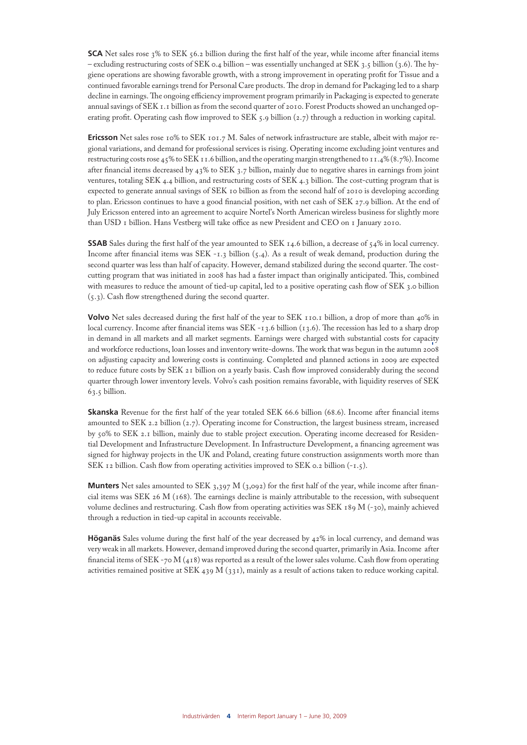**SCA** Net sales rose 3% to SEK 56.2 billion during the first half of the year, while income after financial items – excluding restructuring costs of SEK 0.4 billion – was essentially unchanged at SEK 3.5 billion (3.6). The hygiene operations are showing favorable growth, with a strong improvement in operating profit for Tissue and a continued favorable earnings trend for Personal Care products. The drop in demand for Packaging led to a sharp decline in earnings. The ongoing efficiency improvement program primarily in Packaging is expected to generate annual savings of SEK 1.1 billion as from the second quarter of 2010. Forest Products showed an unchanged operating profit. Operating cash flow improved to SEK 5.9 billion (2.7) through a reduction in working capital.

**Ericsson** Net sales rose 10% to SEK 101.7 M. Sales of network infrastructure are stable, albeit with major regional variations, and demand for professional services is rising. Operating income excluding joint ventures and restructuring costs rose 45% to SEK 11.6 billion, and the operating margin strengthened to 11.4% (8.7%). Income after financial items decreased by 43% to SEK 3.7 billion, mainly due to negative shares in earnings from joint ventures, totaling SEK 4.4 billion, and restructuring costs of SEK 4.3 billion. The cost-cutting program that is expected to generate annual savings of SEK 10 billion as from the second half of 2010 is developing according to plan. Ericsson continues to have a good financial position, with net cash of SEK 27.9 billion. At the end of July Ericsson entered into an agreement to acquire Nortel's North American wireless business for slightly more than USD 1 billion. Hans Vestberg will take office as new President and CEO on 1 January 2010.

**SSAB** Sales during the first half of the year amounted to SEK 14.6 billion, a decrease of 54% in local currency. Income after financial items was SEK -1.3 billion (5.4). As a result of weak demand, production during the second quarter was less than half of capacity. However, demand stabilized during the second quarter. The cost-cutting program that was initiated in 2008 has had a faster impact than originally anticipated. This, combined with measures to reduce the amount of tied-up capital, led to a positive operating cash flow of SEK 3.0 billion (5.3). Cash flow strengthened during the second quarter.

**Volvo** Net sales decreased during the first half of the year to SEK 110.1 billion, a drop of more than 40% in local currency. Income after financial items was SEK -13.6 billion (13.6). The recession has led to a sharp drop in demand in all markets and all market segments. Earnings were charged with substantial costs for capacity and workforce reductions, loan losses and inventory write-downs. The work that was begun in the autumn 2008 on adjusting capacity and lowering costs is continuing. Completed and planned actions in 2009 are expected to reduce future costs by SEK 21 billion on a yearly basis. Cash flow improved considerably during the second quarter through lower inventory levels. Volvo's cash position remains favorable, with liquidity reserves of SEK 63.5 billion.

**Skanska** Revenue for the first half of the year totaled SEK 66.6 billion (68.6). Income after financial items amounted to SEK 2.2 billion (2.7). Operating income for Construction, the largest business stream, increased by 50% to SEK 2.1 billion, mainly due to stable project execution. Operating income decreased for Residential Development and Infrastructure Development. In Infrastructure Development, a financing agreement was signed for highway projects in the UK and Poland, creating future construction assignments worth more than SEK 12 billion. Cash flow from operating activities improved to SEK 0.2 billion (-1.5).

**Munters** Net sales amounted to SEK 3,397 M (3,092) for the first half of the year, while income after financial items was SEK 26 M (168). The earnings decline is mainly attributable to the recession, with subsequent volume declines and restructuring. Cash flow from operating activities was SEK 189 M (-30), mainly achieved through a reduction in tied-up capital in accounts receivable.

**Höganäs** Sales volume during the first half of the year decreased by 42% in local currency, and demand was very weak in all markets. However, demand improved during the second quarter, primarily in Asia. Income after financial items of SEK -70 M (418) was reported as a result of the lower sales volume. Cash flow from operating activities remained positive at SEK 439 M (331), mainly as a result of actions taken to reduce working capital.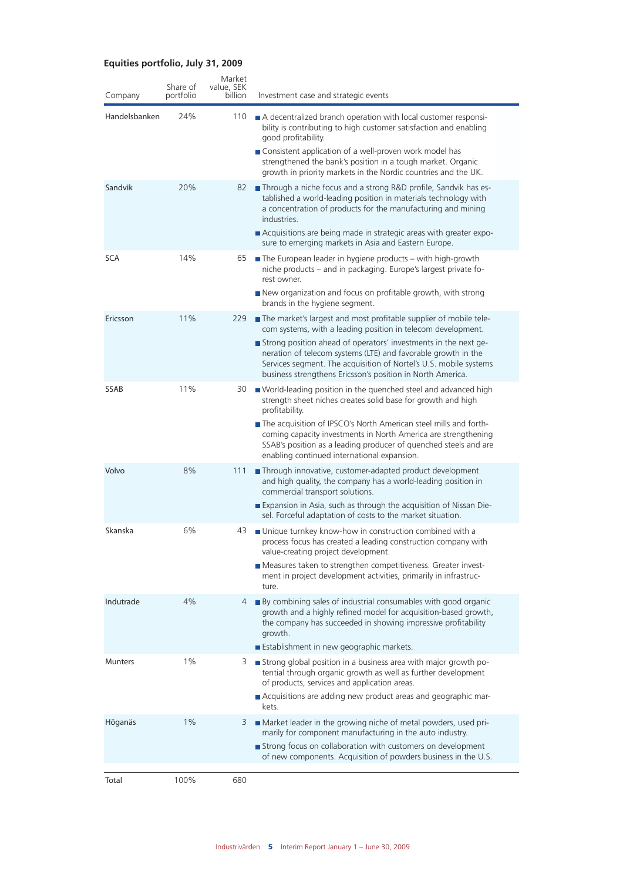### Equities portfolio, July 31, 2009

| Company | Share of portfolio | Market value, SEK billion | Investment case and strategic events |
|---|---|---|---|
| Handelsbanken | 24% | 110 | ■ A decentralized branch operation with local customer responsibility is contributing to high customer satisfaction and enabling good profitability. ■ Consistent application of a well-proven work model has strengthened the bank's position in a tough market. Organic growth in priority markets in the Nordic countries and the UK. |
| Sandvik | 20% | 82 | ■ Through a niche focus and a strong R&D profile, Sandvik has established a world-leading position in materials technology with a concentration of products for the manufacturing and mining industries. ■ Acquisitions are being made in strategic areas with greater exposure to emerging markets in Asia and Eastern Europe. |
| SCA | 14% | 65 | ■ The European leader in hygiene products – with high-growth niche products – and in packaging. Europe's largest private forest owner. ■ New organization and focus on profitable growth, with strong brands in the hygiene segment. |
| Ericsson | 11% | 229 | ■ The market's largest and most profitable supplier of mobile telecom systems, with a leading position in telecom development. ■ Strong position ahead of operators' investments in the next generation of telecom systems (LTE) and favorable growth in the Services segment. The acquisition of Nortel's U.S. mobile systems business strengthens Ericsson's position in North America. |
| SSAB | 11% | 30 | ■ World-leading position in the quenched steel and advanced high strength sheet niches creates solid base for growth and high profitability. ■ The acquisition of IPSCO's North American steel mills and forthcoming capacity investments in North America are strengthening SSAB's position as a leading producer of quenched steels and are enabling continued international expansion. |
| Volvo | 8% | 111 | ■ Through innovative, customer-adapted product development and high quality, the company has a world-leading position in commercial transport solutions. ■ Expansion in Asia, such as through the acquisition of Nissan Diesel. Forceful adaptation of costs to the market situation. |
| Skanska | 6% | 43 | ■ Unique turnkey know-how in construction combined with a process focus has created a leading construction company with value-creating project development. ■ Measures taken to strengthen competitiveness. Greater investment in project development activities, primarily in infrastructure. |
| Indutrade | 4% | 4 | ■ By combining sales of industrial consumables with good organic growth and a highly refined model for acquisition-based growth, the company has succeeded in showing impressive profitability growth. ■ Establishment in new geographic markets. |
| Munters | 1% | 3 | ■ Strong global position in a business area with major growth potential through organic growth as well as further development of products, services and application areas. ■ Acquisitions are adding new product areas and geographic markets. |
| Höganäs | 1% | 3 | ■ Market leader in the growing niche of metal powders, used primarily for component manufacturing in the auto industry. ■ Strong focus on collaboration with customers on development of new components. Acquisition of powders business in the U.S. |
| Total | 100% | 680 | |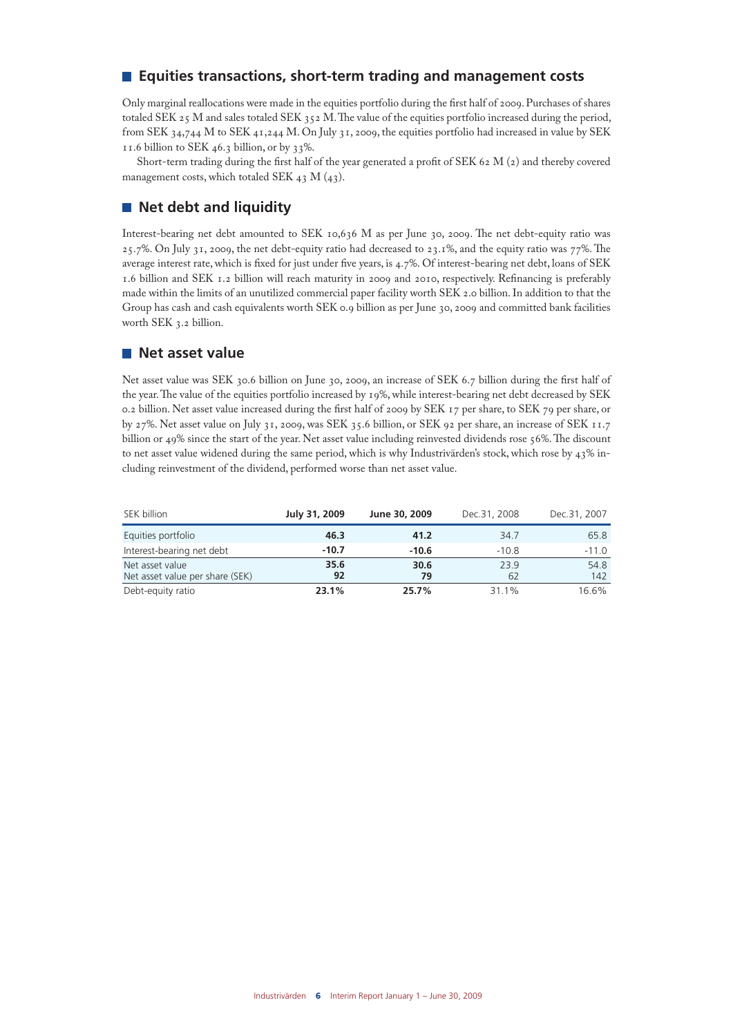## Equities transactions, short-term trading and management costs

Only marginal reallocations were made in the equities portfolio during the first half of 2009. Purchases of shares totaled SEK 25 M and sales totaled SEK 352 M. The value of the equities portfolio increased during the period, from SEK 34,744 M to SEK 41,244 M. On July 31, 2009, the equities portfolio had increased in value by SEK 11.6 billion to SEK 46.3 billion, or by 33%.

Short-term trading during the first half of the year generated a profit of SEK 62 M (2) and thereby covered management costs, which totaled SEK 43 M (43).

## Net debt and liquidity

Interest-bearing net debt amounted to SEK 10,636 M as per June 30, 2009. The net debt-equity ratio was 25.7%. On July 31, 2009, the net debt-equity ratio had decreased to 23.1%, and the equity ratio was 77%. The average interest rate, which is fixed for just under five years, is 4.7%. Of interest-bearing net debt, loans of SEK 1.6 billion and SEK 1.2 billion will reach maturity in 2009 and 2010, respectively. Refinancing is preferably made within the limits of an unutilized commercial paper facility worth SEK 2.0 billion. In addition to that the Group has cash and cash equivalents worth SEK 0.9 billion as per June 30, 2009 and committed bank facilities worth SEK 3.2 billion.

## Net asset value

Net asset value was SEK 30.6 billion on June 30, 2009, an increase of SEK 6.7 billion during the first half of the year. The value of the equities portfolio increased by 19%, while interest-bearing net debt decreased by SEK 0.2 billion. Net asset value increased during the first half of 2009 by SEK 17 per share, to SEK 79 per share, or by 27%. Net asset value on July 31, 2009, was SEK 35.6 billion, or SEK 92 per share, an increase of SEK 11.7 billion or 49% since the start of the year. Net asset value including reinvested dividends rose 56%. The discount to net asset value widened during the same period, which is why Industrivärden's stock, which rose by 43% including reinvestment of the dividend, performed worse than net asset value.

| SEK billion | **July 31, 2009** | **June 30, 2009** | Dec.31, 2008 | Dec.31, 2007 |
|---|---|---|---|---|
| Equities portfolio | **46.3** | **41.2** | 34.7 | 65.8 |
| Interest-bearing net debt | **-10.7** | **-10.6** | -10.8 | -11.0 |
| Net asset value | **35.6** | **30.6** | 23.9 | 54.8 |
| Net asset value per share (SEK) | **92** | **79** | 62 | 142 |
| Debt-equity ratio | **23.1%** | **25.7%** | 31.1% | 16.6% |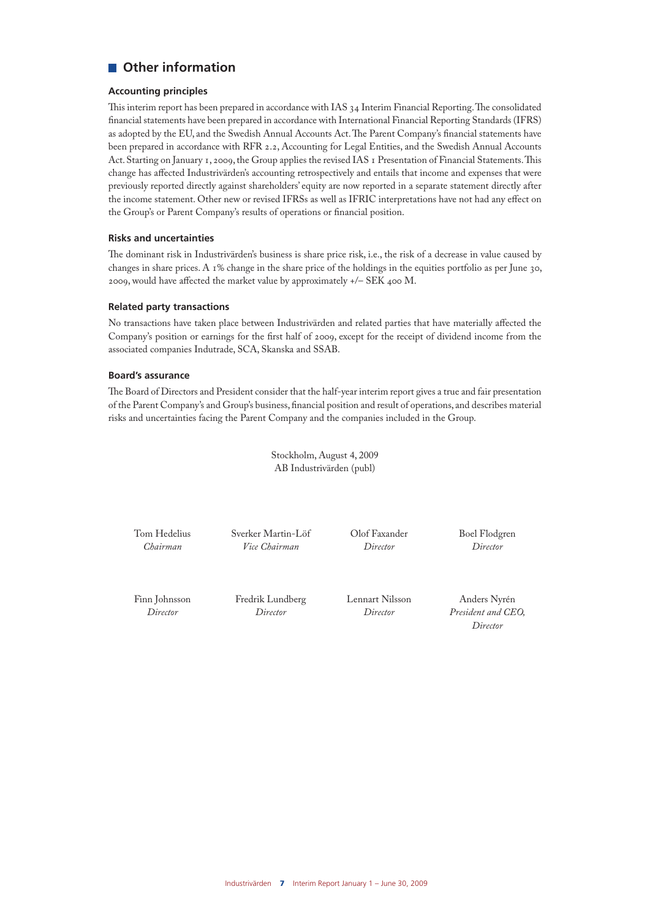## Other information

### Accounting principles

This interim report has been prepared in accordance with IAS 34 Interim Financial Reporting. The consolidated financial statements have been prepared in accordance with International Financial Reporting Standards (IFRS) as adopted by the EU, and the Swedish Annual Accounts Act. The Parent Company's financial statements have been prepared in accordance with RFR 2.2, Accounting for Legal Entities, and the Swedish Annual Accounts Act. Starting on January 1, 2009, the Group applies the revised IAS 1 Presentation of Financial Statements. This change has affected Industrivärden's accounting retrospectively and entails that income and expenses that were previously reported directly against shareholders' equity are now reported in a separate statement directly after the income statement. Other new or revised IFRSs as well as IFRIC interpretations have not had any effect on the Group's or Parent Company's results of operations or financial position.

### Risks and uncertainties

The dominant risk in Industrivärden's business is share price risk, i.e., the risk of a decrease in value caused by changes in share prices. A 1% change in the share price of the holdings in the equities portfolio as per June 30, 2009, would have affected the market value by approximately +/– SEK 400 M.

### Related party transactions

No transactions have taken place between Industrivärden and related parties that have materially affected the Company's position or earnings for the first half of 2009, except for the receipt of dividend income from the associated companies Indutrade, SCA, Skanska and SSAB.

### Board's assurance

The Board of Directors and President consider that the half-year interim report gives a true and fair presentation of the Parent Company's and Group's business, financial position and result of operations, and describes material risks and uncertainties facing the Parent Company and the companies included in the Group.

Stockholm, August 4, 2009
AB Industrivärden (publ)

Tom Hedelius
*Chairman*

Sverker Martin-Löf
*Vice Chairman*

Olof Faxander
*Director*

Boel Flodgren
*Director*

Finn Johnsson
*Director*

Fredrik Lundberg
*Director*

Lennart Nilsson
*Director*

Anders Nyrén
*President and CEO, Director*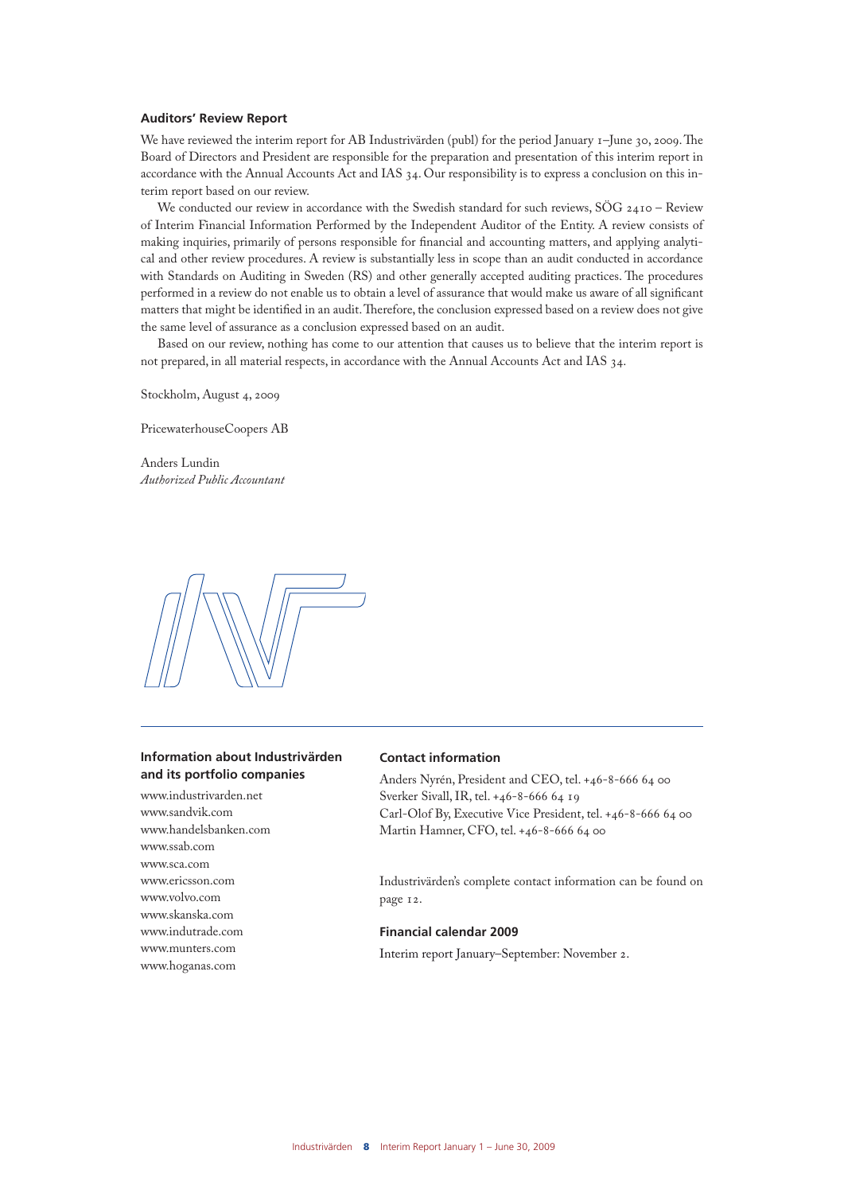## Auditors' Review Report

We have reviewed the interim report for AB Industrivärden (publ) for the period January 1–June 30, 2009. The Board of Directors and President are responsible for the preparation and presentation of this interim report in accordance with the Annual Accounts Act and IAS 34. Our responsibility is to express a conclusion on this interim report based on our review.

We conducted our review in accordance with the Swedish standard for such reviews, SÖG 2410 – Review of Interim Financial Information Performed by the Independent Auditor of the Entity. A review consists of making inquiries, primarily of persons responsible for financial and accounting matters, and applying analytical and other review procedures. A review is substantially less in scope than an audit conducted in accordance with Standards on Auditing in Sweden (RS) and other generally accepted auditing practices. The procedures performed in a review do not enable us to obtain a level of assurance that would make us aware of all significant matters that might be identified in an audit. Therefore, the conclusion expressed based on a review does not give the same level of assurance as a conclusion expressed based on an audit.

Based on our review, nothing has come to our attention that causes us to believe that the interim report is not prepared, in all material respects, in accordance with the Annual Accounts Act and IAS 34.

Stockholm, August 4, 2009

PricewaterhouseCoopers AB

Anders Lundin
*Authorized Public Accountant*

---

### Information about Industrivärden and its portfolio companies

www.industrivarden.net
www.sandvik.com
www.handelsbanken.com
www.ssab.com
www.sca.com
www.ericsson.com
www.volvo.com
www.skanska.com
www.indutrade.com
www.munters.com
www.hoganas.com

### Contact information

Anders Nyrén, President and CEO, tel. +46-8-666 64 00
Sverker Sivall, IR, tel. +46-8-666 64 19
Carl-Olof By, Executive Vice President, tel. +46-8-666 64 00
Martin Hamner, CFO, tel. +46-8-666 64 00

Industrivärden's complete contact information can be found on page 12.

### Financial calendar 2009

Interim report January–September: November 2.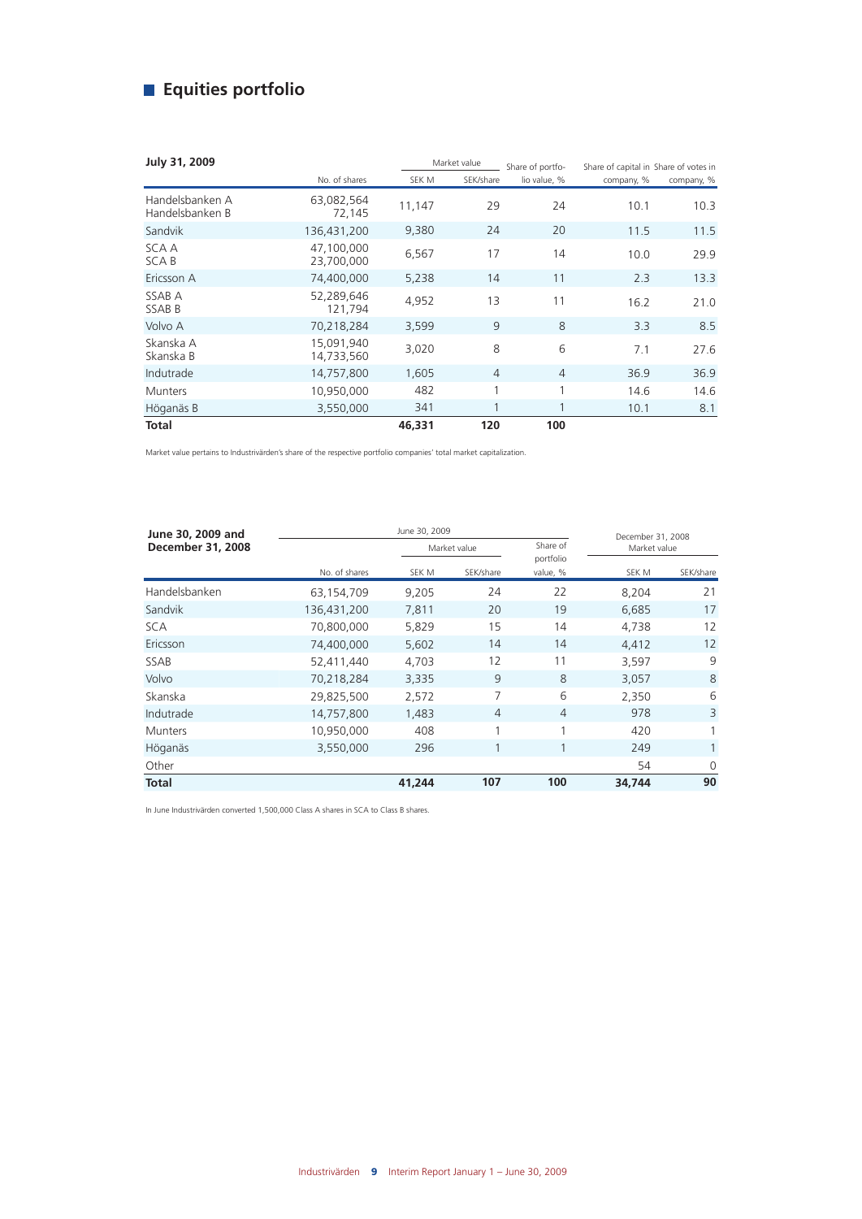## Equities portfolio

| July 31, 2009 | | Market value | | Share of portfolio value, % | Share of capital in company, % | Share of votes in company, % |
|---|---|---|---|---|---|---|
| | No. of shares | SEK M | SEK/share | | | |
| Handelsbanken A<br>Handelsbanken B | 63,082,564<br>72,145 | 11,147 | 29 | 24 | 10.1 | 10.3 |
| Sandvik | 136,431,200 | 9,380 | 24 | 20 | 11.5 | 11.5 |
| SCA A<br>SCA B | 47,100,000<br>23,700,000 | 6,567 | 17 | 14 | 10.0 | 29.9 |
| Ericsson A | 74,400,000 | 5,238 | 14 | 11 | 2.3 | 13.3 |
| SSAB A<br>SSAB B | 52,289,646<br>121,794 | 4,952 | 13 | 11 | 16.2 | 21.0 |
| Volvo A | 70,218,284 | 3,599 | 9 | 8 | 3.3 | 8.5 |
| Skanska A<br>Skanska B | 15,091,940<br>14,733,560 | 3,020 | 8 | 6 | 7.1 | 27.6 |
| Indutrade | 14,757,800 | 1,605 | 4 | 4 | 36.9 | 36.9 |
| Munters | 10,950,000 | 482 | 1 | 1 | 14.6 | 14.6 |
| Höganäs B | 3,550,000 | 341 | 1 | 1 | 10.1 | 8.1 |
| **Total** | | **46,331** | **120** | **100** | | |

Market value pertains to Industrivärden's share of the respective portfolio companies' total market capitalization.

| June 30, 2009 and December 31, 2008 | June 30, 2009 | | | | December 31, 2008 Market value | |
|---|---|---|---|---|---|---|
| | | Market value | | Share of portfolio | | |
| | No. of shares | SEK M | SEK/share | value, % | SEK M | SEK/share |
| Handelsbanken | 63,154,709 | 9,205 | 24 | 22 | 8,204 | 21 |
| Sandvik | 136,431,200 | 7,811 | 20 | 19 | 6,685 | 17 |
| SCA | 70,800,000 | 5,829 | 15 | 14 | 4,738 | 12 |
| Ericsson | 74,400,000 | 5,602 | 14 | 14 | 4,412 | 12 |
| SSAB | 52,411,440 | 4,703 | 12 | 11 | 3,597 | 9 |
| Volvo | 70,218,284 | 3,335 | 9 | 8 | 3,057 | 8 |
| Skanska | 29,825,500 | 2,572 | 7 | 6 | 2,350 | 6 |
| Indutrade | 14,757,800 | 1,483 | 4 | 4 | 978 | 3 |
| Munters | 10,950,000 | 408 | 1 | 1 | 420 | 1 |
| Höganäs | 3,550,000 | 296 | 1 | 1 | 249 | 1 |
| Other | | | | | 54 | 0 |
| **Total** | | **41,244** | **107** | **100** | **34,744** | **90** |

In June Industrivärden converted 1,500,000 Class A shares in SCA to Class B shares.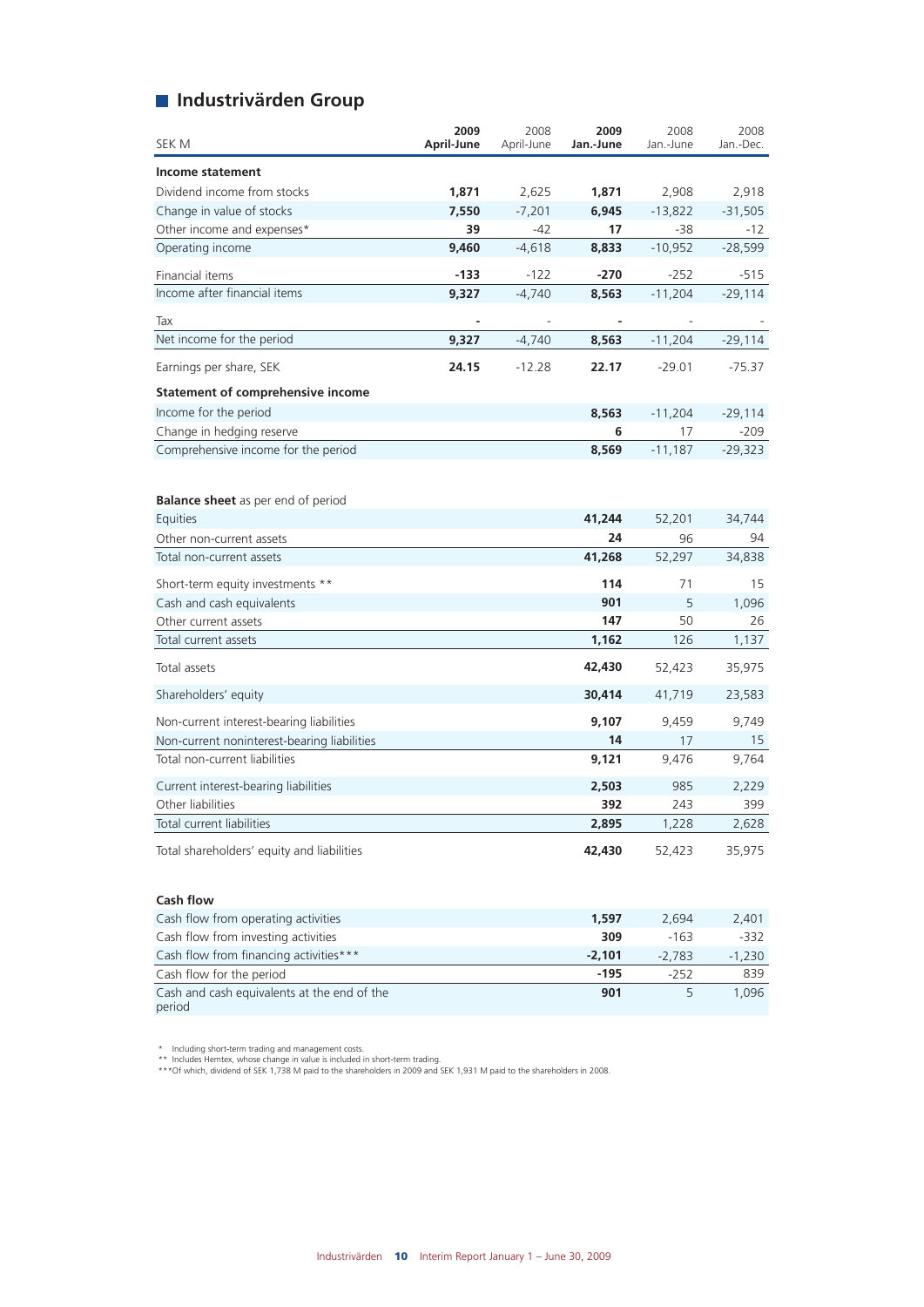## Industrivärden Group

| SEK M | 2009 April-June | 2008 April-June | 2009 Jan.-June | 2008 Jan.-June | 2008 Jan.-Dec. |
|---|---|---|---|---|---|
| **Income statement** | | | | | |
| Dividend income from stocks | **1,871** | 2,625 | **1,871** | 2,908 | 2,918 |
| Change in value of stocks | **7,550** | -7,201 | **6,945** | -13,822 | -31,505 |
| Other income and expenses* | **39** | -42 | **17** | -38 | -12 |
| Operating income | **9,460** | -4,618 | **8,833** | -10,952 | -28,599 |
| Financial items | **-133** | -122 | **-270** | -252 | -515 |
| Income after financial items | **9,327** | -4,740 | **8,563** | -11,204 | -29,114 |
| Tax | **-** | - | **-** | - | - |
| Net income for the period | **9,327** | -4,740 | **8,563** | -11,204 | -29,114 |
| Earnings per share, SEK | **24.15** | -12.28 | **22.17** | -29.01 | -75.37 |
| **Statement of comprehensive income** | | | | | |
| Income for the period | | | **8,563** | -11,204 | -29,114 |
| Change in hedging reserve | | | **6** | 17 | -209 |
| Comprehensive income for the period | | | **8,569** | -11,187 | -29,323 |
| **Balance sheet** as per end of period | | | | | |
| Equities | | | **41,244** | 52,201 | 34,744 |
| Other non-current assets | | | **24** | 96 | 94 |
| Total non-current assets | | | **41,268** | 52,297 | 34,838 |
| Short-term equity investments ** | | | **114** | 71 | 15 |
| Cash and cash equivalents | | | **901** | 5 | 1,096 |
| Other current assets | | | **147** | 50 | 26 |
| Total current assets | | | **1,162** | 126 | 1,137 |
| Total assets | | | **42,430** | 52,423 | 35,975 |
| Shareholders' equity | | | **30,414** | 41,719 | 23,583 |
| Non-current interest-bearing liabilities | | | **9,107** | 9,459 | 9,749 |
| Non-current noninterest-bearing liabilities | | | **14** | 17 | 15 |
| Total non-current liabilities | | | **9,121** | 9,476 | 9,764 |
| Current interest-bearing liabilities | | | **2,503** | 985 | 2,229 |
| Other liabilities | | | **392** | 243 | 399 |
| Total current liabilities | | | **2,895** | 1,228 | 2,628 |
| Total shareholders' equity and liabilities | | | **42,430** | 52,423 | 35,975 |
| **Cash flow** | | | | | |
| Cash flow from operating activities | | | **1,597** | 2,694 | 2,401 |
| Cash flow from investing activities | | | **309** | -163 | -332 |
| Cash flow from financing activities*** | | | **-2,101** | -2,783 | -1,230 |
| Cash flow for the period | | | **-195** | -252 | 839 |
| Cash and cash equivalents at the end of the period | | | **901** | 5 | 1,096 |

\* Including short-term trading and management costs.
\*\* Includes Hemtex, whose change in value is included in short-term trading.
\*\*\*Of which, dividend of SEK 1,738 M paid to the shareholders in 2009 and SEK 1,931 M paid to the shareholders in 2008.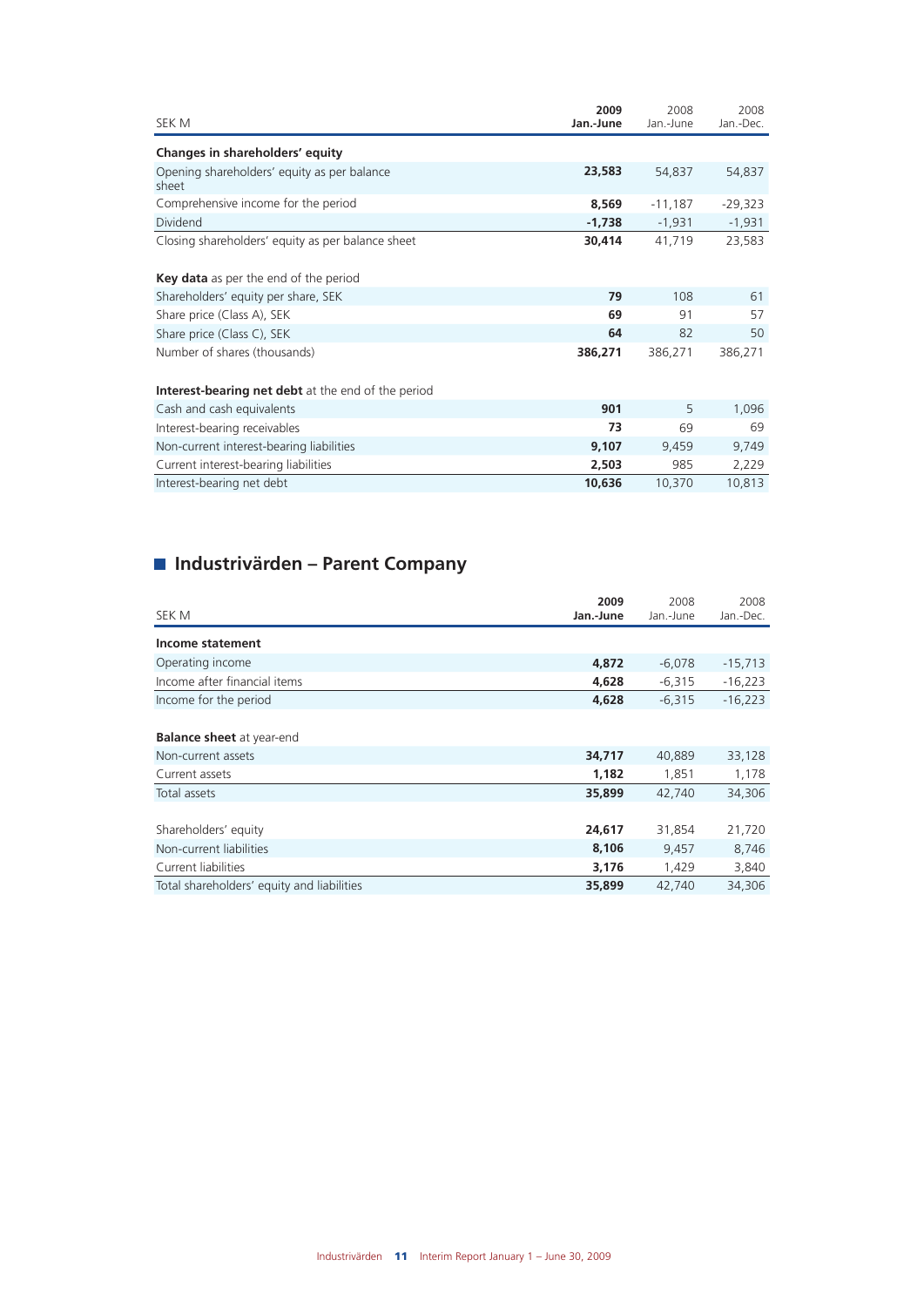| SEK M | **2009 Jan.-June** | 2008 Jan.-June | 2008 Jan.-Dec. |
|---|---|---|---|
| **Changes in shareholders' equity** | | | |
| Opening shareholders' equity as per balance sheet | **23,583** | 54,837 | 54,837 |
| Comprehensive income for the period | **8,569** | -11,187 | -29,323 |
| Dividend | **-1,738** | -1,931 | -1,931 |
| Closing shareholders' equity as per balance sheet | **30,414** | 41,719 | 23,583 |
| | | | |
| **Key data** as per the end of the period | | | |
| Shareholders' equity per share, SEK | **79** | 108 | 61 |
| Share price (Class A), SEK | **69** | 91 | 57 |
| Share price (Class C), SEK | **64** | 82 | 50 |
| Number of shares (thousands) | **386,271** | 386,271 | 386,271 |
| | | | |
| **Interest-bearing net debt** at the end of the period | | | |
| Cash and cash equivalents | **901** | 5 | 1,096 |
| Interest-bearing receivables | **73** | 69 | 69 |
| Non-current interest-bearing liabilities | **9,107** | 9,459 | 9,749 |
| Current interest-bearing liabilities | **2,503** | 985 | 2,229 |
| Interest-bearing net debt | **10,636** | 10,370 | 10,813 |

## Industrivärden – Parent Company

| SEK M | **2009 Jan.-June** | 2008 Jan.-June | 2008 Jan.-Dec. |
|---|---|---|---|
| **Income statement** | | | |
| Operating income | **4,872** | -6,078 | -15,713 |
| Income after financial items | **4,628** | -6,315 | -16,223 |
| Income for the period | **4,628** | -6,315 | -16,223 |
| | | | |
| **Balance sheet** at year-end | | | |
| Non-current assets | **34,717** | 40,889 | 33,128 |
| Current assets | **1,182** | 1,851 | 1,178 |
| Total assets | **35,899** | 42,740 | 34,306 |
| | | | |
| Shareholders' equity | **24,617** | 31,854 | 21,720 |
| Non-current liabilities | **8,106** | 9,457 | 8,746 |
| Current liabilities | **3,176** | 1,429 | 3,840 |
| Total shareholders' equity and liabilities | **35,899** | 42,740 | 34,306 |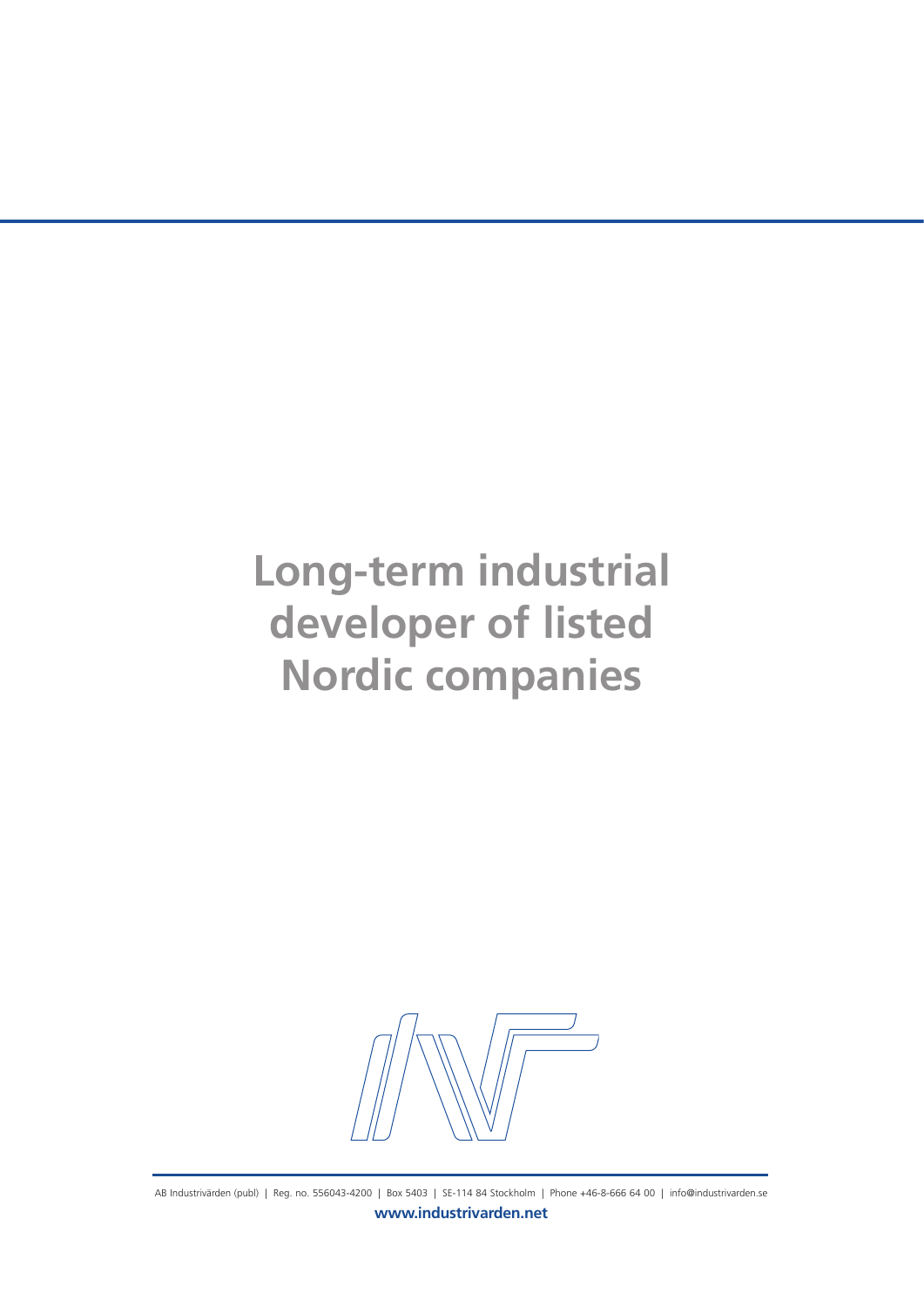# Long-term industrial developer of listed Nordic companies

AB Industrivärden (publ) | Reg. no. 556043-4200 | Box 5403 | SE-114 84 Stockholm | Phone +46-8-666 64 00 | info@industrivarden.se

**www.industrivarden.net**